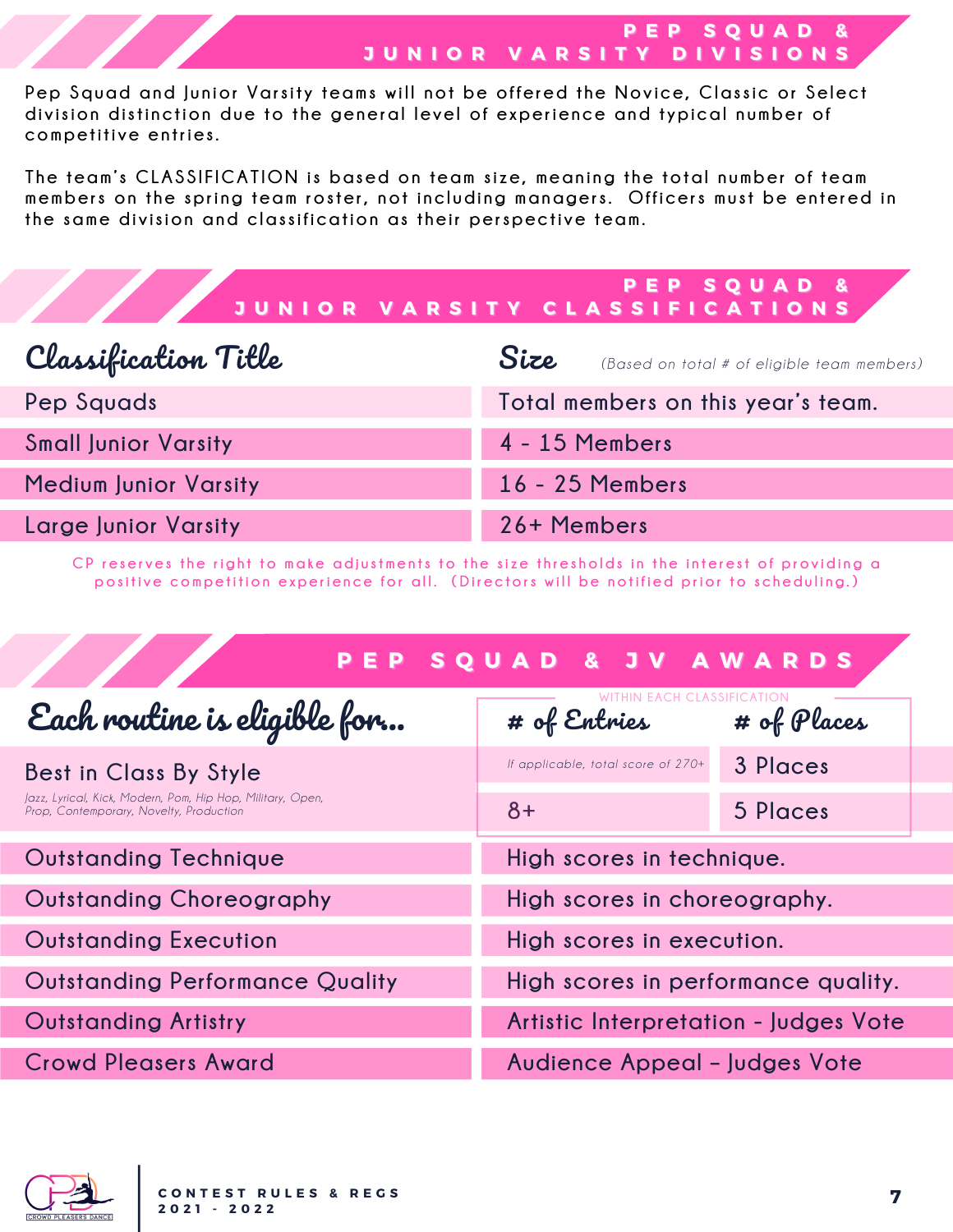## PEP SQUAD & JUNIOR VARSITY DIVISIONS

Pep Squad and Junior Varsity teams will not be offered the Novice, Classic or Select division distinction due to the general level of experience and typical number of competitive entries.

The team's CLASSIFICATION is based on team size, meaning the total number of team members on the spring team roster, not including managers. Officers must be entered in the same division and classification as their perspective team.

## PEP SQUAD & JUNIOR VARSITY CLASSIFICATIONS

| Classification Title | Size *(Based on total # of eligible team members)* |
|---|---|
| Pep Squads | Total members on this year's team. |
| Small Junior Varsity | 4 - 15 Members |
| Medium Junior Varsity | 16 - 25 Members |
| Large Junior Varsity | 26+ Members |

CP reserves the right to make adjustments to the size thresholds in the interest of providing a positive competition experience for all. (Directors will be notified prior to scheduling.)

## PEP SQUAD & JV AWARDS

| Each routine is eligible for... | # of Entries (WITHIN EACH CLASSIFICATION) | # of Places |
|---|---|---|
| Best in Class By Style<br>*Jazz, Lyrical, Kick, Modern, Pom, Hip Hop, Military, Open, Prop, Contemporary, Novelty, Production* | *If applicable, total score of 270+* | 3 Places |
| | 8+ | 5 Places |

| Award | Criteria |
|---|---|
| Outstanding Technique | High scores in technique. |
| Outstanding Choreography | High scores in choreography. |
| Outstanding Execution | High scores in execution. |
| Outstanding Performance Quality | High scores in performance quality. |
| Outstanding Artistry | Artistic Interpretation - Judges Vote |
| Crowd Pleasers Award | Audience Appeal – Judges Vote |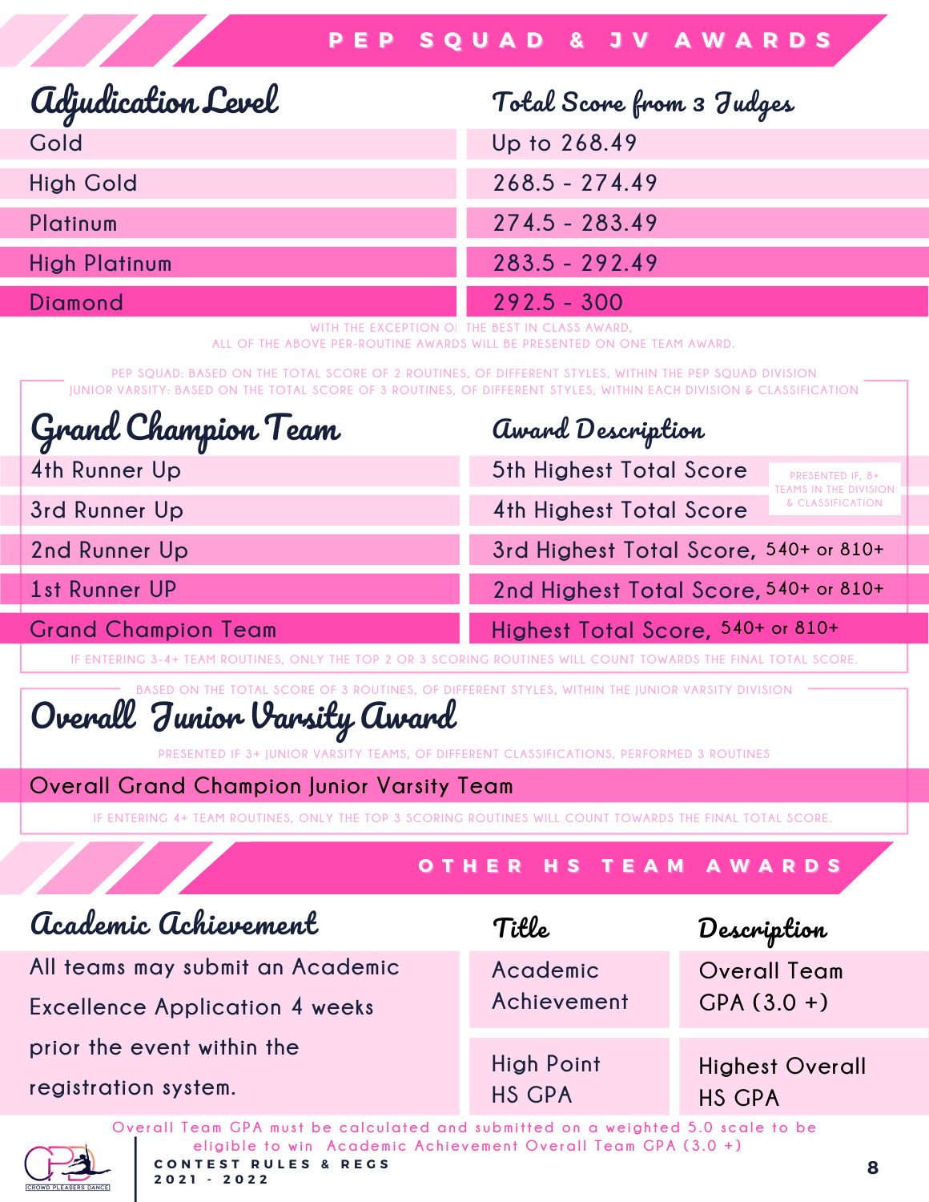## PEP SQUAD & JV AWARDS

| Adjudication Level | Total Score from 3 Judges |
|---|---|
| Gold | Up to 268.49 |
| High Gold | 268.5 - 274.49 |
| Platinum | 274.5 - 283.49 |
| High Platinum | 283.5 - 292.49 |
| Diamond | 292.5 - 300 |

WITH THE EXCEPTION OF THE BEST IN CLASS AWARD,
ALL OF THE ABOVE PER-ROUTINE AWARDS WILL BE PRESENTED ON ONE TEAM AWARD.

PEP SQUAD: BASED ON THE TOTAL SCORE OF 2 ROUTINES, OF DIFFERENT STYLES, WITHIN THE PEP SQUAD DIVISION
JUNIOR VARSITY: BASED ON THE TOTAL SCORE OF 3 ROUTINES, OF DIFFERENT STYLES, WITHIN EACH DIVISION & CLASSIFICATION

| Grand Champion Team | Award Description |
|---|---|
| 4th Runner Up | 5th Highest Total Score (PRESENTED IF, 8+ TEAMS IN THE DIVISION & CLASSIFICATION) |
| 3rd Runner Up | 4th Highest Total Score (PRESENTED IF, 8+ TEAMS IN THE DIVISION & CLASSIFICATION) |
| 2nd Runner Up | 3rd Highest Total Score, 540+ or 810+ |
| 1st Runner UP | 2nd Highest Total Score, 540+ or 810+ |
| Grand Champion Team | Highest Total Score, 540+ or 810+ |

IF ENTERING 3-4+ TEAM ROUTINES, ONLY THE TOP 2 OR 3 SCORING ROUTINES WILL COUNT TOWARDS THE FINAL TOTAL SCORE.

BASED ON THE TOTAL SCORE OF 3 ROUTINES, OF DIFFERENT STYLES, WITHIN THE JUNIOR VARSITY DIVISION

### Overall Junior Varsity Award

PRESENTED IF 3+ JUNIOR VARSITY TEAMS, OF DIFFERENT CLASSIFICATIONS, PERFORMED 3 ROUTINES

Overall Grand Champion Junior Varsity Team

IF ENTERING 4+ TEAM ROUTINES, ONLY THE TOP 3 SCORING ROUTINES WILL COUNT TOWARDS THE FINAL TOTAL SCORE.

## OTHER HS TEAM AWARDS

| Academic Achievement | Title | Description |
|---|---|---|
| All teams may submit an Academic Excellence Application 4 weeks prior the event within the registration system. | Academic Achievement | Overall Team GPA (3.0 +) |
| | High Point HS GPA | Highest Overall HS GPA |

Overall Team GPA must be calculated and submitted on a weighted 5.0 scale to be eligible to win Academic Achievement Overall Team GPA (3.0 +)